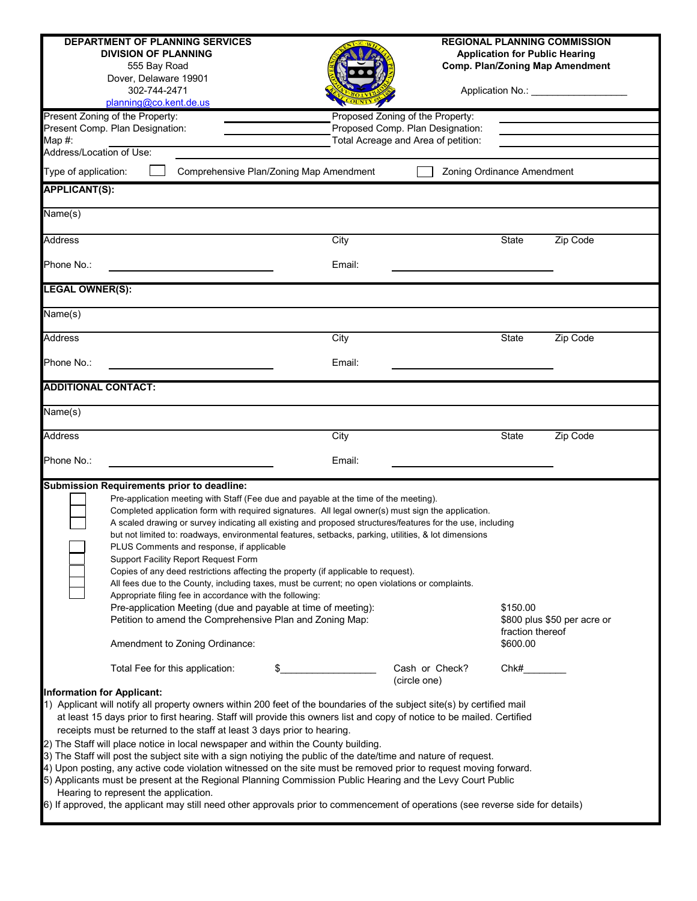**DEPARTMENT OF PLANNING SERVICES**
**DIVISION OF PLANNING**
555 Bay Road
Dover, Delaware 19901
302-744-2471
planning@co.kent.de.us

**REGIONAL PLANNING COMMISSION**
**Application for Public Hearing**
**Comp. Plan/Zoning Map Amendment**

Application No.: ________________

| | | | |
|---|---|---|---|
| Present Zoning of the Property: | ________ | Proposed Zoning of the Property: | ________ |
| Present Comp. Plan Designation: | ________ | Proposed Comp. Plan Designation: | ________ |
| Map #: | ________ | Total Acreage and Area of petition: | ________ |
| Address/Location of Use: | ________ | | |

Type of application: ☐ Comprehensive Plan/Zoning Map Amendment ☐ Zoning Ordinance Amendment

**APPLICANT(S):**

Name(s)

| Address | City | State | Zip Code |
|---|---|---|---|
| Phone No.: ________ | Email: ________ | | |

**LEGAL OWNER(S):**

Name(s)

| Address | City | State | Zip Code |
|---|---|---|---|
| Phone No.: ________ | Email: ________ | | |

**ADDITIONAL CONTACT:**

Name(s)

| Address | City | State | Zip Code |
|---|---|---|---|
| Phone No.: ________ | Email: ________ | | |

**Submission Requirements prior to deadline:**

- ☐ Pre-application meeting with Staff (Fee due and payable at the time of the meeting).
- ☐ Completed application form with required signatures. All legal owner(s) must sign the application.
- ☐ A scaled drawing or survey indicating all existing and proposed structures/features for the use, including but not limited to: roadways, environmental features, setbacks, parking, utilities, & lot dimensions
- ☐ PLUS Comments and response, if applicable
- ☐ Support Facility Report Request Form
- ☐ Copies of any deed restrictions affecting the property (if applicable to request).
- ☐ All fees due to the County, including taxes, must be current; no open violations or complaints.
- ☐ Appropriate filing fee in accordance with the following:

| | |
|---|---|
| Pre-application Meeting (due and payable at time of meeting): | $150.00 |
| Petition to amend the Comprehensive Plan and Zoning Map: | $800 plus $50 per acre or fraction thereof |
| Amendment to Zoning Ordinance: | $600.00 |

Total Fee for this application: $________________ Cash or Check? (circle one) Chk#________

**Information for Applicant:**

1) Applicant will notify all property owners within 200 feet of the boundaries of the subject site(s) by certified mail at least 15 days prior to first hearing. Staff will provide this owners list and copy of notice to be mailed. Certified receipts must be returned to the staff at least 3 days prior to hearing.
2) The Staff will place notice in local newspaper and within the County building.
3) The Staff will post the subject site with a sign notiying the public of the date/time and nature of request.
4) Upon posting, any active code violation witnessed on the site must be removed prior to request moving forward.
5) Applicants must be present at the Regional Planning Commission Public Hearing and the Levy Court Public Hearing to represent the application.
6) If approved, the applicant may still need other approvals prior to commencement of operations (see reverse side for details)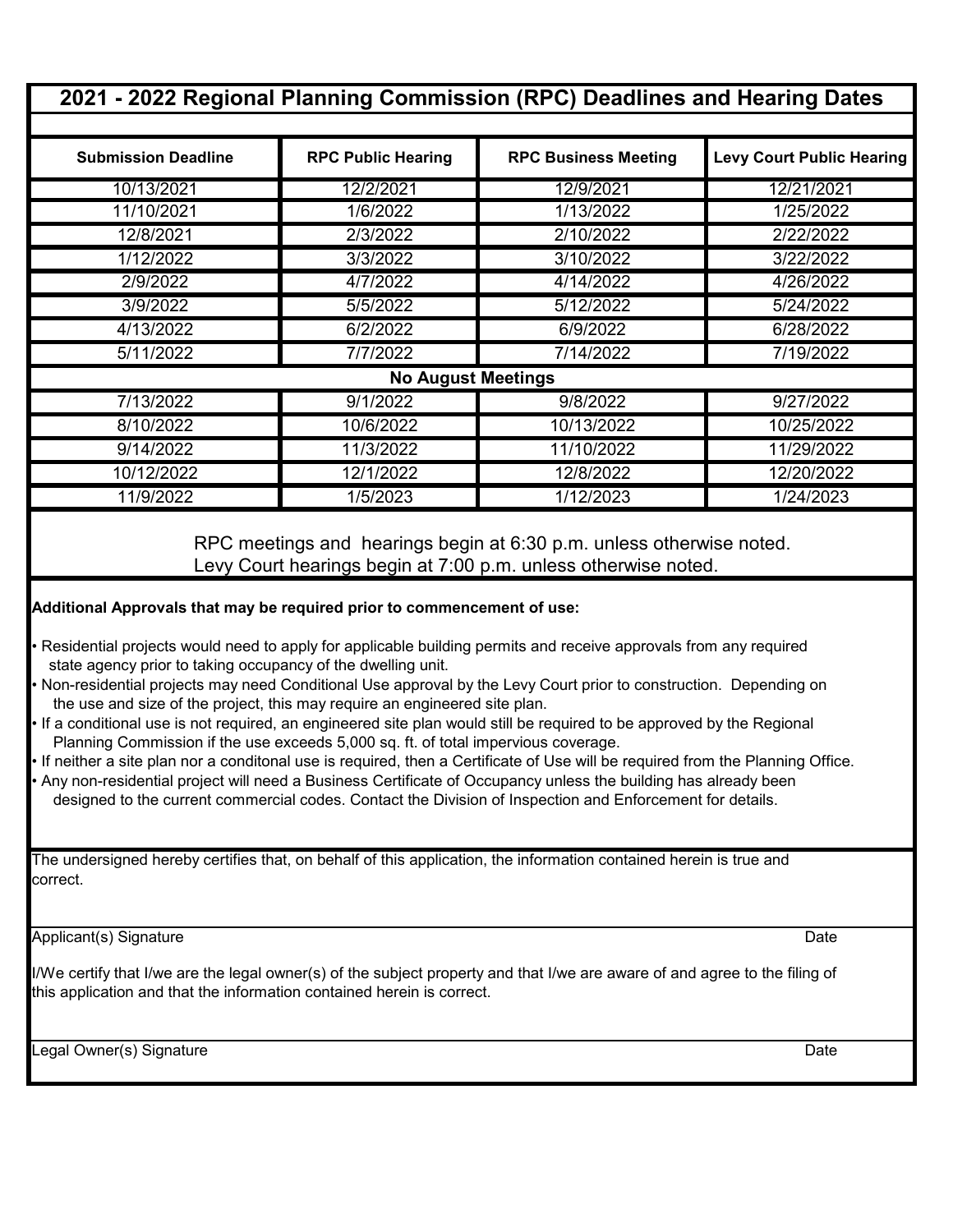## 2021 - 2022 Regional Planning Commission (RPC) Deadlines and Hearing Dates

| Submission Deadline | RPC Public Hearing | RPC Business Meeting | Levy Court Public Hearing |
|---|---|---|---|
| 10/13/2021 | 12/2/2021 | 12/9/2021 | 12/21/2021 |
| 11/10/2021 | 1/6/2022 | 1/13/2022 | 1/25/2022 |
| 12/8/2021 | 2/3/2022 | 2/10/2022 | 2/22/2022 |
| 1/12/2022 | 3/3/2022 | 3/10/2022 | 3/22/2022 |
| 2/9/2022 | 4/7/2022 | 4/14/2022 | 4/26/2022 |
| 3/9/2022 | 5/5/2022 | 5/12/2022 | 5/24/2022 |
| 4/13/2022 | 6/2/2022 | 6/9/2022 | 6/28/2022 |
| 5/11/2022 | 7/7/2022 | 7/14/2022 | 7/19/2022 |
| **No August Meetings** | | | |
| 7/13/2022 | 9/1/2022 | 9/8/2022 | 9/27/2022 |
| 8/10/2022 | 10/6/2022 | 10/13/2022 | 10/25/2022 |
| 9/14/2022 | 11/3/2022 | 11/10/2022 | 11/29/2022 |
| 10/12/2022 | 12/1/2022 | 12/8/2022 | 12/20/2022 |
| 11/9/2022 | 1/5/2023 | 1/12/2023 | 1/24/2023 |

RPC meetings and hearings begin at 6:30 p.m. unless otherwise noted.
Levy Court hearings begin at 7:00 p.m. unless otherwise noted.

**Additional Approvals that may be required prior to commencement of use:**

- Residential projects would need to apply for applicable building permits and receive approvals from any required state agency prior to taking occupancy of the dwelling unit.
- Non-residential projects may need Conditional Use approval by the Levy Court prior to construction. Depending on the use and size of the project, this may require an engineered site plan.
- If a conditional use is not required, an engineered site plan would still be required to be approved by the Regional Planning Commission if the use exceeds 5,000 sq. ft. of total impervious coverage.
- If neither a site plan nor a conditonal use is required, then a Certificate of Use will be required from the Planning Office.
- Any non-residential project will need a Business Certificate of Occupancy unless the building has already been designed to the current commercial codes. Contact the Division of Inspection and Enforcement for details.

The undersigned hereby certifies that, on behalf of this application, the information contained herein is true and correct.

Applicant(s) Signature Date

I/We certify that I/we are the legal owner(s) of the subject property and that I/we are aware of and agree to the filing of this application and that the information contained herein is correct.

Legal Owner(s) Signature Date